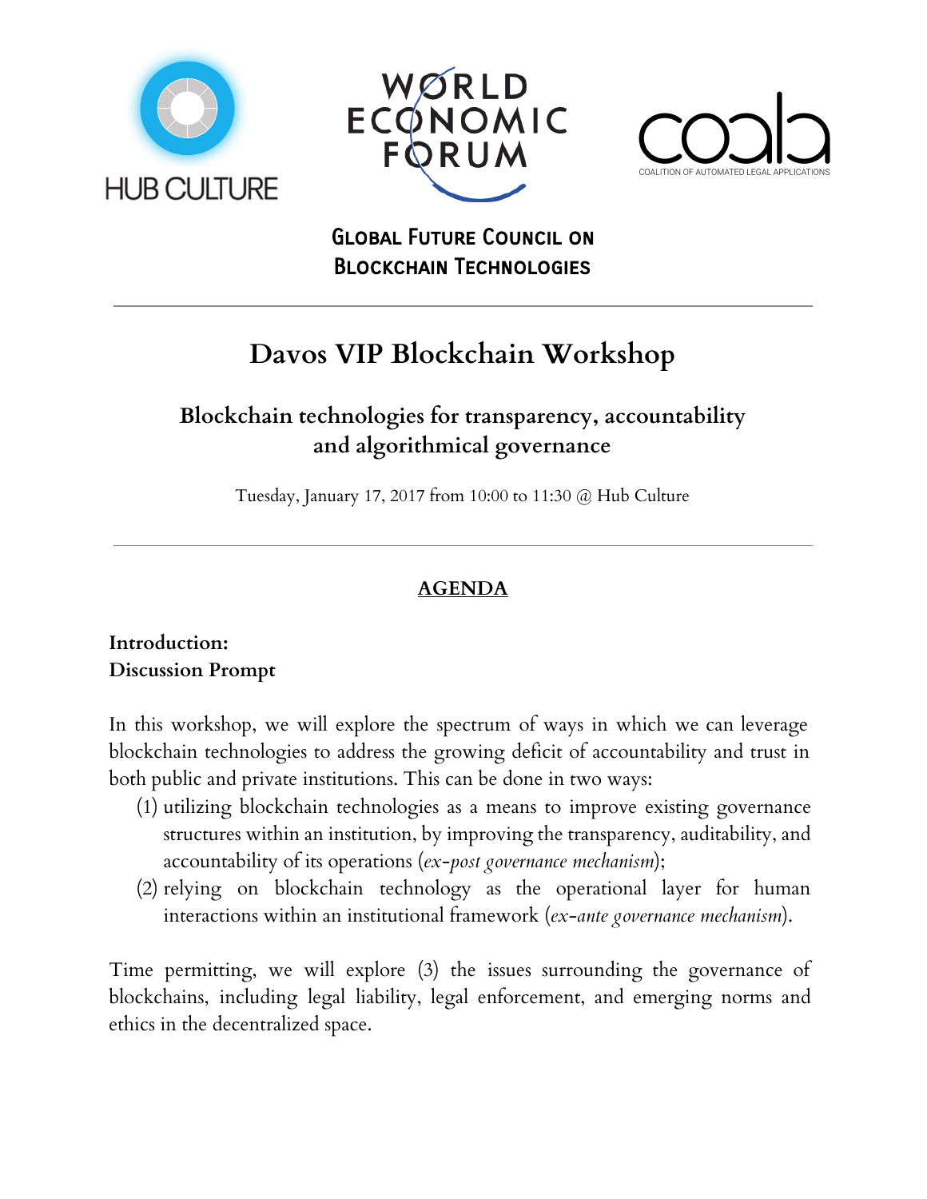HUB CULTURE

WORLD ECONOMIC FORUM

COALA
COALITION OF AUTOMATED LEGAL APPLICATIONS

**Global Future Council on Blockchain Technologies**

---

# Davos VIP Blockchain Workshop

## Blockchain technologies for transparency, accountability and algorithmical governance

Tuesday, January 17, 2017 from 10:00 to 11:30 @ Hub Culture

---

### AGENDA

**Introduction:**
**Discussion Prompt**

In this workshop, we will explore the spectrum of ways in which we can leverage blockchain technologies to address the growing deficit of accountability and trust in both public and private institutions. This can be done in two ways:

(1) utilizing blockchain technologies as a means to improve existing governance structures within an institution, by improving the transparency, auditability, and accountability of its operations (*ex-post governance mechanism*);

(2) relying on blockchain technology as the operational layer for human interactions within an institutional framework (*ex-ante governance mechanism*).

Time permitting, we will explore (3) the issues surrounding the governance of blockchains, including legal liability, legal enforcement, and emerging norms and ethics in the decentralized space.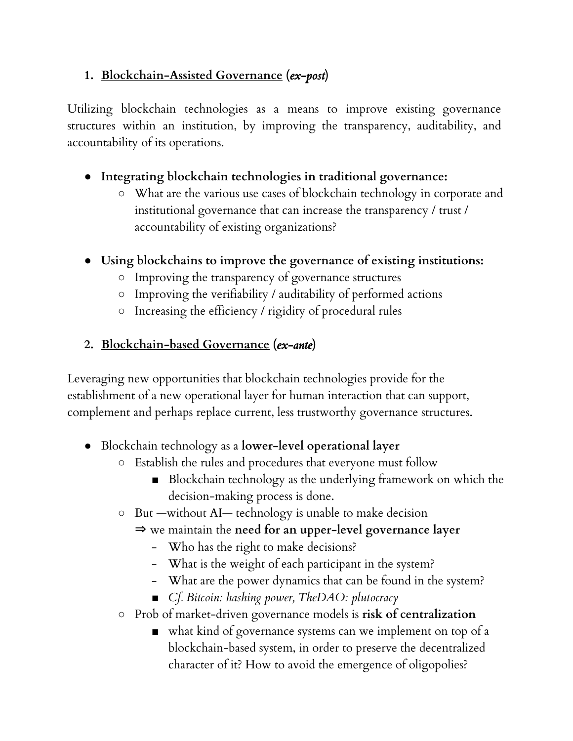## 1. <u>Blockchain-Assisted Governance</u> (*ex-post*)

Utilizing blockchain technologies as a means to improve existing governance structures within an institution, by improving the transparency, auditability, and accountability of its operations.

- **Integrating blockchain technologies in traditional governance:**
    - What are the various use cases of blockchain technology in corporate and institutional governance that can increase the transparency / trust / accountability of existing organizations?

- **Using blockchains to improve the governance of existing institutions:**
    - Improving the transparency of governance structures
    - Improving the verifiability / auditability of performed actions
    - Increasing the efficiency / rigidity of procedural rules

## 2. <u>Blockchain-based Governance</u> (*ex-ante*)

Leveraging new opportunities that blockchain technologies provide for the establishment of a new operational layer for human interaction that can support, complement and perhaps replace current, less trustworthy governance structures.

- Blockchain technology as a **lower-level operational layer**
    - Establish the rules and procedures that everyone must follow
        - Blockchain technology as the underlying framework on which the decision-making process is done.
    - But —without AI— technology is unable to make decision
      ⇒ we maintain the **need for an upper-level governance layer**
        - Who has the right to make decisions?
        - What is the weight of each participant in the system?
        - What are the power dynamics that can be found in the system?
        - *Cf. Bitcoin: hashing power, TheDAO: plutocracy*
    - Prob of market-driven governance models is **risk of centralization**
        - what kind of governance systems can we implement on top of a blockchain-based system, in order to preserve the decentralized character of it? How to avoid the emergence of oligopolies?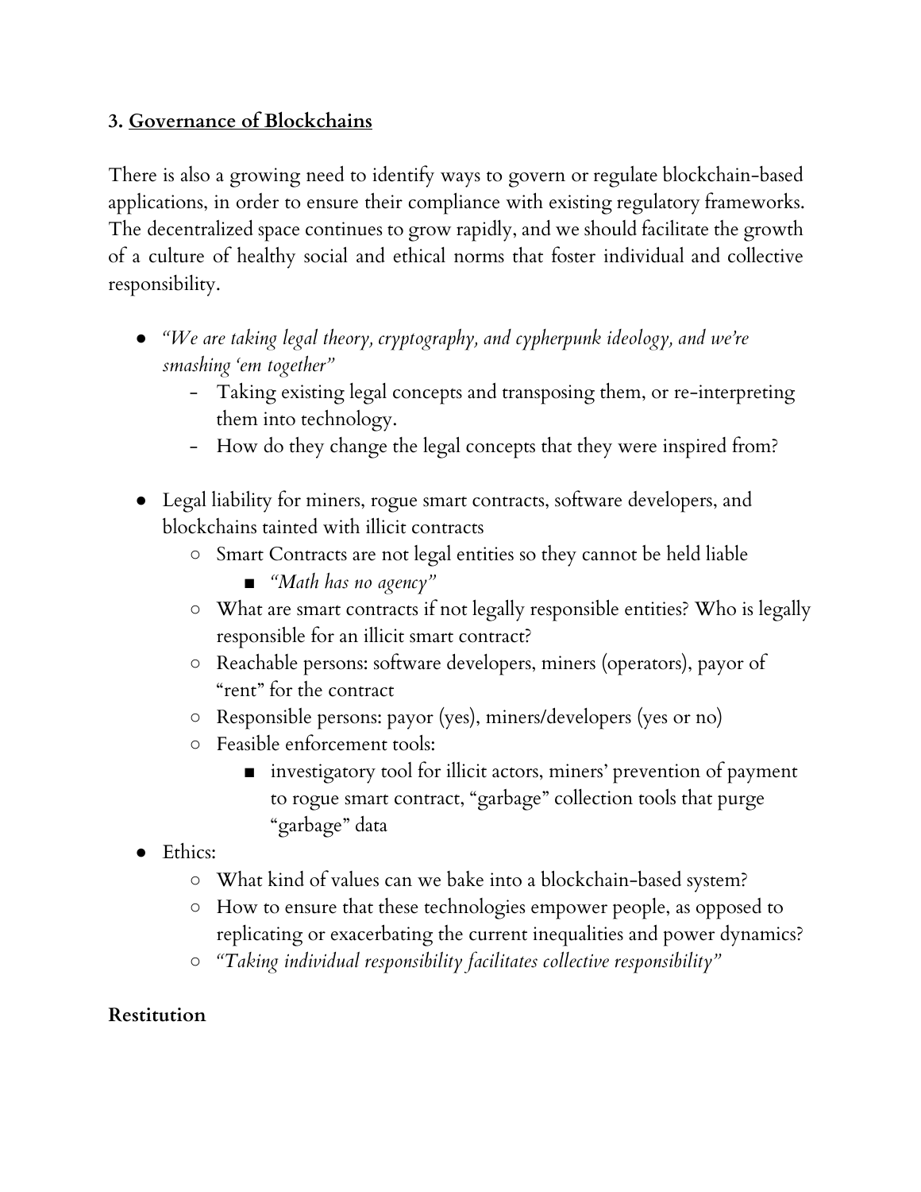### 3. <u>Governance of Blockchains</u>

There is also a growing need to identify ways to govern or regulate blockchain-based applications, in order to ensure their compliance with existing regulatory frameworks. The decentralized space continues to grow rapidly, and we should facilitate the growth of a culture of healthy social and ethical norms that foster individual and collective responsibility.

- *"We are taking legal theory, cryptography, and cypherpunk ideology, and we're smashing 'em together"*
  - Taking existing legal concepts and transposing them, or re-interpreting them into technology.
  - How do they change the legal concepts that they were inspired from?

- Legal liability for miners, rogue smart contracts, software developers, and blockchains tainted with illicit contracts
  - Smart Contracts are not legal entities so they cannot be held liable
    - *"Math has no agency"*
  - What are smart contracts if not legally responsible entities? Who is legally responsible for an illicit smart contract?
  - Reachable persons: software developers, miners (operators), payor of "rent" for the contract
  - Responsible persons: payor (yes), miners/developers (yes or no)
  - Feasible enforcement tools:
    - investigatory tool for illicit actors, miners' prevention of payment to rogue smart contract, "garbage" collection tools that purge "garbage" data
- Ethics:
  - What kind of values can we bake into a blockchain-based system?
  - How to ensure that these technologies empower people, as opposed to replicating or exacerbating the current inequalities and power dynamics?
  - *"Taking individual responsibility facilitates collective responsibility"*

**Restitution**